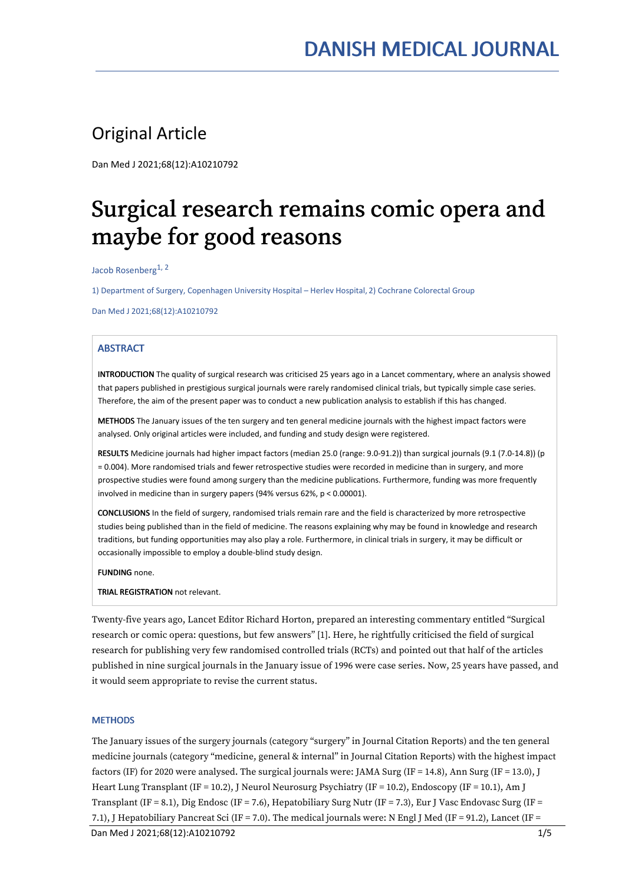# DANISH MEDICAL JOURNAL

## Original Article

Dan Med J 2021;68(12):A10210792

# Surgical research remains comic opera and maybe for good reasons

Jacob Rosenberg[1, 2]

1) Department of Surgery, Copenhagen University Hospital – Herlev Hospital, 2) Cochrane Colorectal Group

Dan Med J 2021;68(12):A10210792

### ABSTRACT

**INTRODUCTION** The quality of surgical research was criticised 25 years ago in a Lancet commentary, where an analysis showed that papers published in prestigious surgical journals were rarely randomised clinical trials, but typically simple case series. Therefore, the aim of the present paper was to conduct a new publication analysis to establish if this has changed.

**METHODS** The January issues of the ten surgery and ten general medicine journals with the highest impact factors were analysed. Only original articles were included, and funding and study design were registered.

**RESULTS** Medicine journals had higher impact factors (median 25.0 (range: 9.0-91.2)) than surgical journals (9.1 (7.0-14.8)) ($p = 0.004$). More randomised trials and fewer retrospective studies were recorded in medicine than in surgery, and more prospective studies were found among surgery than the medicine publications. Furthermore, funding was more frequently involved in medicine than in surgery papers (94% versus 62%, $p < 0.00001$).

**CONCLUSIONS** In the field of surgery, randomised trials remain rare and the field is characterized by more retrospective studies being published than in the field of medicine. The reasons explaining why may be found in knowledge and research traditions, but funding opportunities may also play a role. Furthermore, in clinical trials in surgery, it may be difficult or occasionally impossible to employ a double-blind study design.

**FUNDING** none.

**TRIAL REGISTRATION** not relevant.

Twenty-five years ago, Lancet Editor Richard Horton, prepared an interesting commentary entitled "Surgical research or comic opera: questions, but few answers" [1]. Here, he rightfully criticised the field of surgical research for publishing very few randomised controlled trials (RCTs) and pointed out that half of the articles published in nine surgical journals in the January issue of 1996 were case series. Now, 25 years have passed, and it would seem appropriate to revise the current status.

### METHODS

The January issues of the surgery journals (category "surgery" in Journal Citation Reports) and the ten general medicine journals (category "medicine, general & internal" in Journal Citation Reports) with the highest impact factors (IF) for 2020 were analysed. The surgical journals were: JAMA Surg (IF = 14.8), Ann Surg (IF = 13.0), J Heart Lung Transplant (IF = 10.2), J Neurol Neurosurg Psychiatry (IF = 10.2), Endoscopy (IF = 10.1), Am J Transplant (IF = 8.1), Dig Endosc (IF = 7.6), Hepatobiliary Surg Nutr (IF = 7.3), Eur J Vasc Endovasc Surg (IF = 7.1), J Hepatobiliary Pancreat Sci (IF = 7.0). The medical journals were: N Engl J Med (IF = 91.2), Lancet (IF =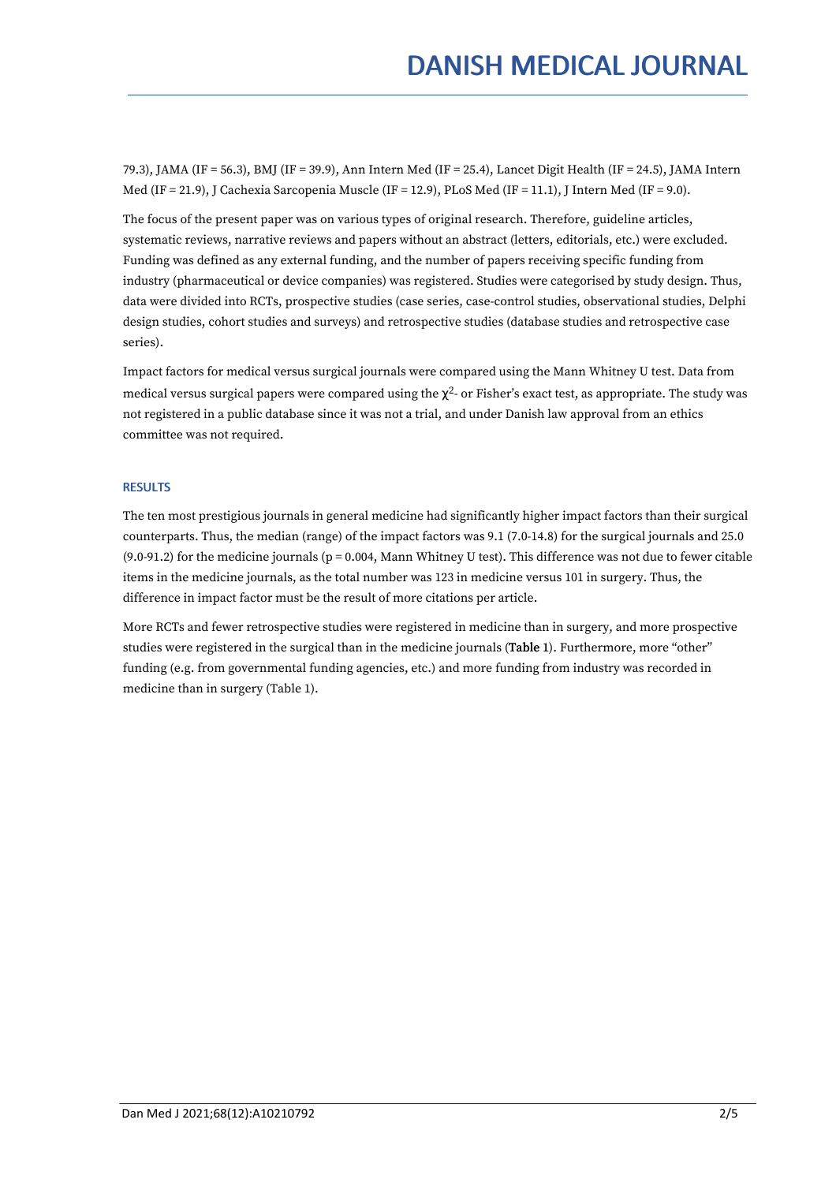79.3), JAMA (IF = 56.3), BMJ (IF = 39.9), Ann Intern Med (IF = 25.4), Lancet Digit Health (IF = 24.5), JAMA Intern Med (IF = 21.9), J Cachexia Sarcopenia Muscle (IF = 12.9), PLoS Med (IF = 11.1), J Intern Med (IF = 9.0).

The focus of the present paper was on various types of original research. Therefore, guideline articles, systematic reviews, narrative reviews and papers without an abstract (letters, editorials, etc.) were excluded. Funding was defined as any external funding, and the number of papers receiving specific funding from industry (pharmaceutical or device companies) was registered. Studies were categorised by study design. Thus, data were divided into RCTs, prospective studies (case series, case-control studies, observational studies, Delphi design studies, cohort studies and surveys) and retrospective studies (database studies and retrospective case series).

Impact factors for medical versus surgical journals were compared using the Mann Whitney U test. Data from medical versus surgical papers were compared using the $\chi^2$- or Fisher's exact test, as appropriate. The study was not registered in a public database since it was not a trial, and under Danish law approval from an ethics committee was not required.

## RESULTS

The ten most prestigious journals in general medicine had significantly higher impact factors than their surgical counterparts. Thus, the median (range) of the impact factors was 9.1 (7.0-14.8) for the surgical journals and 25.0 (9.0-91.2) for the medicine journals ($p = 0.004$, Mann Whitney U test). This difference was not due to fewer citable items in the medicine journals, as the total number was 123 in medicine versus 101 in surgery. Thus, the difference in impact factor must be the result of more citations per article.

More RCTs and fewer retrospective studies were registered in medicine than in surgery, and more prospective studies were registered in the surgical than in the medicine journals (**Table 1**). Furthermore, more "other" funding (e.g. from governmental funding agencies, etc.) and more funding from industry was recorded in medicine than in surgery (Table 1).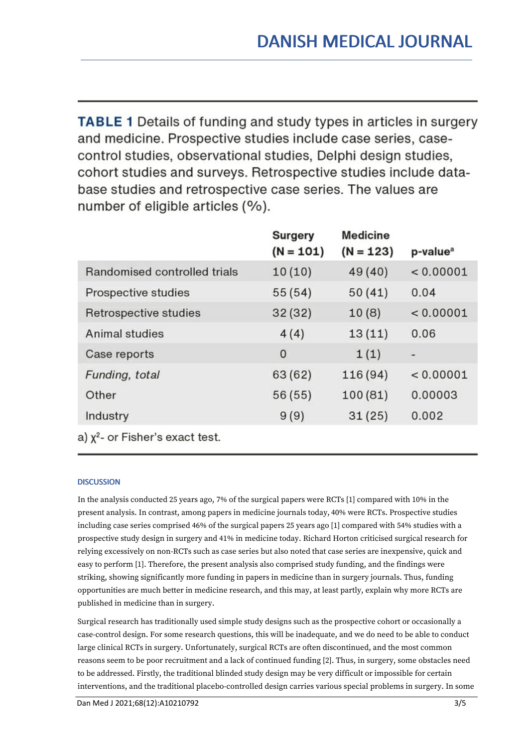**TABLE 1** Details of funding and study types in articles in surgery and medicine. Prospective studies include case series, case-control studies, observational studies, Delphi design studies, cohort studies and surveys. Retrospective studies include database studies and retrospective case series. The values are number of eligible articles (%).

| | Surgery (N = 101) | Medicine (N = 123) | p-value[a] |
|---|---|---|---|
| Randomised controlled trials | 10 (10) | 49 (40) | < 0.00001 |
| Prospective studies | 55 (54) | 50 (41) | 0.04 |
| Retrospective studies | 32 (32) | 10 (8) | < 0.00001 |
| Animal studies | 4 (4) | 13 (11) | 0.06 |
| Case reports | 0 | 1 (1) | - |
| *Funding, total* | 63 (62) | 116 (94) | < 0.00001 |
| Other | 56 (55) | 100 (81) | 0.00003 |
| Industry | 9 (9) | 31 (25) | 0.002 |

a) $\chi^2$- or Fisher's exact test.

## DISCUSSION

In the analysis conducted 25 years ago, 7% of the surgical papers were RCTs [1] compared with 10% in the present analysis. In contrast, among papers in medicine journals today, 40% were RCTs. Prospective studies including case series comprised 46% of the surgical papers 25 years ago [1] compared with 54% studies with a prospective study design in surgery and 41% in medicine today. Richard Horton criticised surgical research for relying excessively on non-RCTs such as case series but also noted that case series are inexpensive, quick and easy to perform [1]. Therefore, the present analysis also comprised study funding, and the findings were striking, showing significantly more funding in papers in medicine than in surgery journals. Thus, funding opportunities are much better in medicine research, and this may, at least partly, explain why more RCTs are published in medicine than in surgery.

Surgical research has traditionally used simple study designs such as the prospective cohort or occasionally a case-control design. For some research questions, this will be inadequate, and we do need to be able to conduct large clinical RCTs in surgery. Unfortunately, surgical RCTs are often discontinued, and the most common reasons seem to be poor recruitment and a lack of continued funding [2]. Thus, in surgery, some obstacles need to be addressed. Firstly, the traditional blinded study design may be very difficult or impossible for certain interventions, and the traditional placebo-controlled design carries various special problems in surgery. In some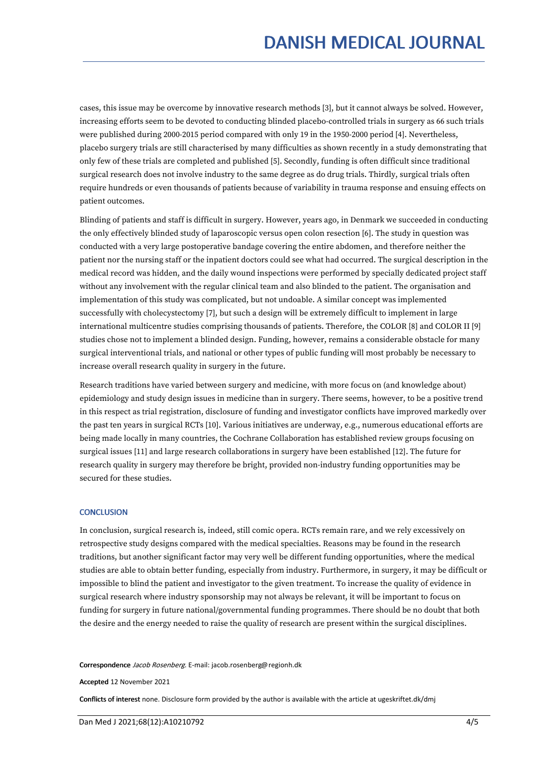cases, this issue may be overcome by innovative research methods [3], but it cannot always be solved. However, increasing efforts seem to be devoted to conducting blinded placebo-controlled trials in surgery as 66 such trials were published during 2000-2015 period compared with only 19 in the 1950-2000 period [4]. Nevertheless, placebo surgery trials are still characterised by many difficulties as shown recently in a study demonstrating that only few of these trials are completed and published [5]. Secondly, funding is often difficult since traditional surgical research does not involve industry to the same degree as do drug trials. Thirdly, surgical trials often require hundreds or even thousands of patients because of variability in trauma response and ensuing effects on patient outcomes.

Blinding of patients and staff is difficult in surgery. However, years ago, in Denmark we succeeded in conducting the only effectively blinded study of laparoscopic versus open colon resection [6]. The study in question was conducted with a very large postoperative bandage covering the entire abdomen, and therefore neither the patient nor the nursing staff or the inpatient doctors could see what had occurred. The surgical description in the medical record was hidden, and the daily wound inspections were performed by specially dedicated project staff without any involvement with the regular clinical team and also blinded to the patient. The organisation and implementation of this study was complicated, but not undoable. A similar concept was implemented successfully with cholecystectomy [7], but such a design will be extremely difficult to implement in large international multicentre studies comprising thousands of patients. Therefore, the COLOR [8] and COLOR II [9] studies chose not to implement a blinded design. Funding, however, remains a considerable obstacle for many surgical interventional trials, and national or other types of public funding will most probably be necessary to increase overall research quality in surgery in the future.

Research traditions have varied between surgery and medicine, with more focus on (and knowledge about) epidemiology and study design issues in medicine than in surgery. There seems, however, to be a positive trend in this respect as trial registration, disclosure of funding and investigator conflicts have improved markedly over the past ten years in surgical RCTs [10]. Various initiatives are underway, e.g., numerous educational efforts are being made locally in many countries, the Cochrane Collaboration has established review groups focusing on surgical issues [11] and large research collaborations in surgery have been established [12]. The future for research quality in surgery may therefore be bright, provided non-industry funding opportunities may be secured for these studies.

## CONCLUSION

In conclusion, surgical research is, indeed, still comic opera. RCTs remain rare, and we rely excessively on retrospective study designs compared with the medical specialties. Reasons may be found in the research traditions, but another significant factor may very well be different funding opportunities, where the medical studies are able to obtain better funding, especially from industry. Furthermore, in surgery, it may be difficult or impossible to blind the patient and investigator to the given treatment. To increase the quality of evidence in surgical research where industry sponsorship may not always be relevant, it will be important to focus on funding for surgery in future national/governmental funding programmes. There should be no doubt that both the desire and the energy needed to raise the quality of research are present within the surgical disciplines.

**Correspondence** *Jacob Rosenberg*. E-mail: jacob.rosenberg@regionh.dk

**Accepted** 12 November 2021

**Conflicts of interest** none. Disclosure form provided by the author is available with the article at ugeskriftet.dk/dmj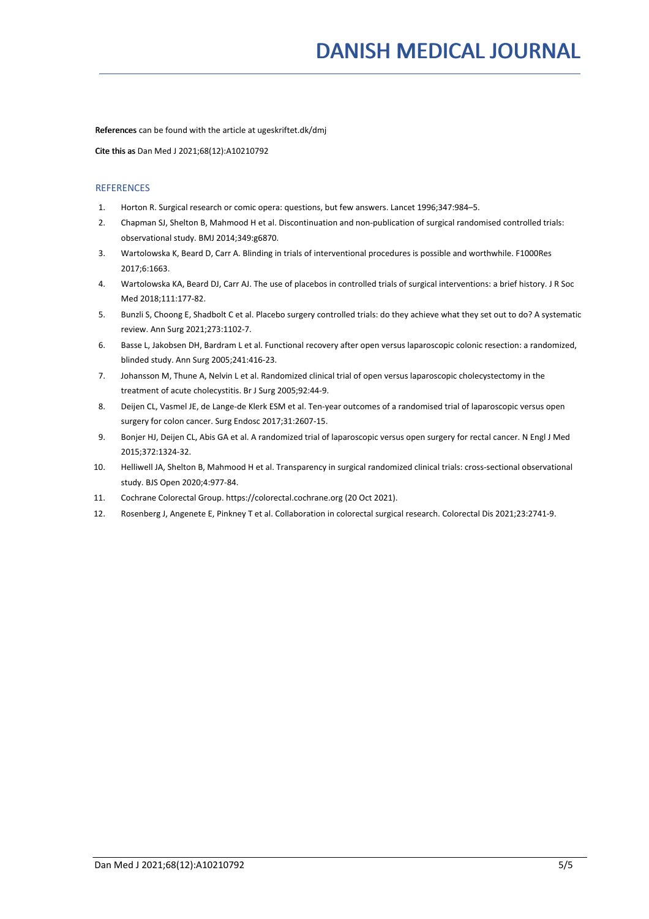**References** can be found with the article at ugeskriftet.dk/dmj

**Cite this as** Dan Med J 2021;68(12):A10210792

## REFERENCES

1. Horton R. Surgical research or comic opera: questions, but few answers. Lancet 1996;347:984–5.
2. Chapman SJ, Shelton B, Mahmood H et al. Discontinuation and non-publication of surgical randomised controlled trials: observational study. BMJ 2014;349:g6870.
3. Wartolowska K, Beard D, Carr A. Blinding in trials of interventional procedures is possible and worthwhile. F1000Res 2017;6:1663.
4. Wartolowska KA, Beard DJ, Carr AJ. The use of placebos in controlled trials of surgical interventions: a brief history. J R Soc Med 2018;111:177-82.
5. Bunzli S, Choong E, Shadbolt C et al. Placebo surgery controlled trials: do they achieve what they set out to do? A systematic review. Ann Surg 2021;273:1102-7.
6. Basse L, Jakobsen DH, Bardram L et al. Functional recovery after open versus laparoscopic colonic resection: a randomized, blinded study. Ann Surg 2005;241:416-23.
7. Johansson M, Thune A, Nelvin L et al. Randomized clinical trial of open versus laparoscopic cholecystectomy in the treatment of acute cholecystitis. Br J Surg 2005;92:44-9.
8. Deijen CL, Vasmel JE, de Lange-de Klerk ESM et al. Ten-year outcomes of a randomised trial of laparoscopic versus open surgery for colon cancer. Surg Endosc 2017;31:2607-15.
9. Bonjer HJ, Deijen CL, Abis GA et al. A randomized trial of laparoscopic versus open surgery for rectal cancer. N Engl J Med 2015;372:1324-32.
10. Helliwell JA, Shelton B, Mahmood H et al. Transparency in surgical randomized clinical trials: cross-sectional observational study. BJS Open 2020;4:977-84.
11. Cochrane Colorectal Group. https://colorectal.cochrane.org (20 Oct 2021).
12. Rosenberg J, Angenete E, Pinkney T et al. Collaboration in colorectal surgical research. Colorectal Dis 2021;23:2741-9.